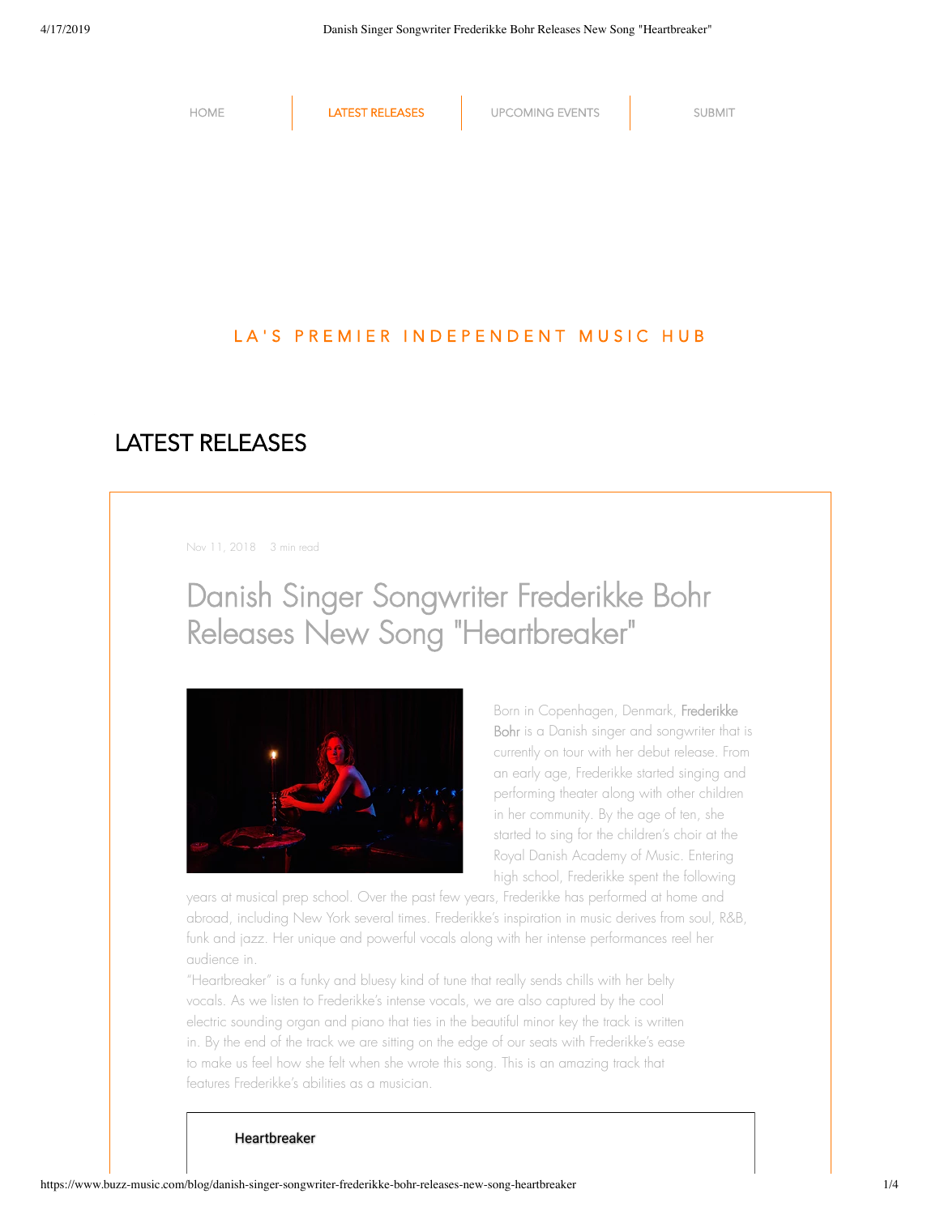HOME | LATEST RELEASES | UPCOMING EVENTS | SUBMIT

LA'S PREMIER INDEPENDENT MUSIC HUB

## LATEST RELEASES

Nov 11, 2018 · 3 min read

# Danish Singer Songwriter Frederikke Bohr Releases New Song "Heartbreaker"

Born in Copenhagen, Denmark, Frederikke Bohr is a Danish singer and songwriter that is currently on tour with her debut release. From an early age, Frederikke started singing and performing theater along with other children in her community. By the age of ten, she started to sing for the children's choir at the Royal Danish Academy of Music. Entering high school, Frederikke spent the following years at musical prep school. Over the past few years, Frederikke has performed at home and abroad, including New York several times. Frederikke's inspiration in music derives from soul, R&B, funk and jazz. Her unique and powerful vocals along with her intense performances reel her audience in.

"Heartbreaker" is a funky and bluesy kind of tune that really sends chills with her belty vocals. As we listen to Frederikke's intense vocals, we are also captured by the cool electric sounding organ and piano that ties in the beautiful minor key the track is written in. By the end of the track we are sitting on the edge of our seats with Frederikke's ease to make us feel how she felt when she wrote this song. This is an amazing track that features Frederikke's abilities as a musician.

Heartbreaker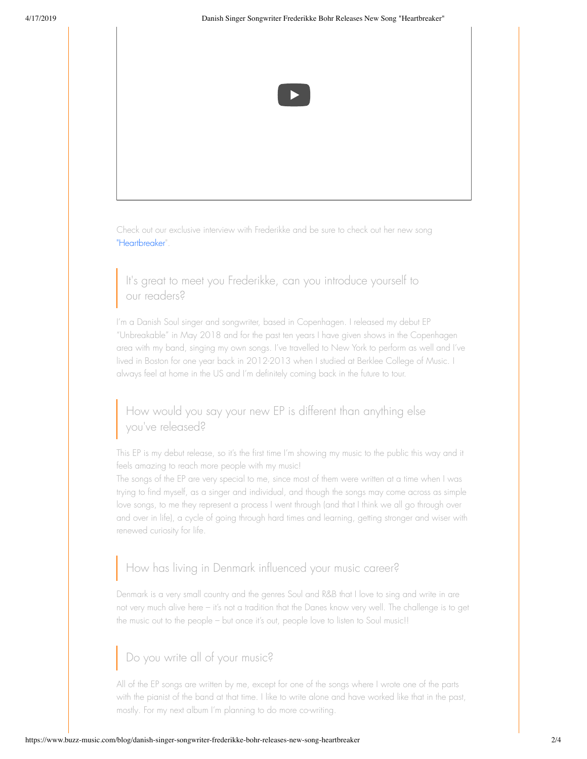Check out our exclusive interview with Frederikke and be sure to check out her new song "Heartbreaker".

## It's great to meet you Frederikke, can you introduce yourself to our readers?

I'm a Danish Soul singer and songwriter, based in Copenhagen. I released my debut EP "Unbreakable" in May 2018 and for the past ten years I have given shows in the Copenhagen area with my band, singing my own songs. I've travelled to New York to perform as well and I've lived in Boston for one year back in 2012-2013 when I studied at Berklee College of Music. I always feel at home in the US and I'm definitely coming back in the future to tour.

## How would you say your new EP is different than anything else you've released?

This EP is my debut release, so it's the first time I'm showing my music to the public this way and it feels amazing to reach more people with my music!
The songs of the EP are very special to me, since most of them were written at a time when I was trying to find myself, as a singer and individual, and though the songs may come across as simple love songs, to me they represent a process I went through (and that I think we all go through over and over in life), a cycle of going through hard times and learning, getting stronger and wiser with renewed curiosity for life.

## How has living in Denmark influenced your music career?

Denmark is a very small country and the genres Soul and R&B that I love to sing and write in are not very much alive here – it's not a tradition that the Danes know very well. The challenge is to get the music out to the people – but once it's out, people love to listen to Soul music!!

## Do you write all of your music?

All of the EP songs are written by me, except for one of the songs where I wrote one of the parts with the pianist of the band at that time. I like to write alone and have worked like that in the past, mostly. For my next album I'm planning to do more co-writing.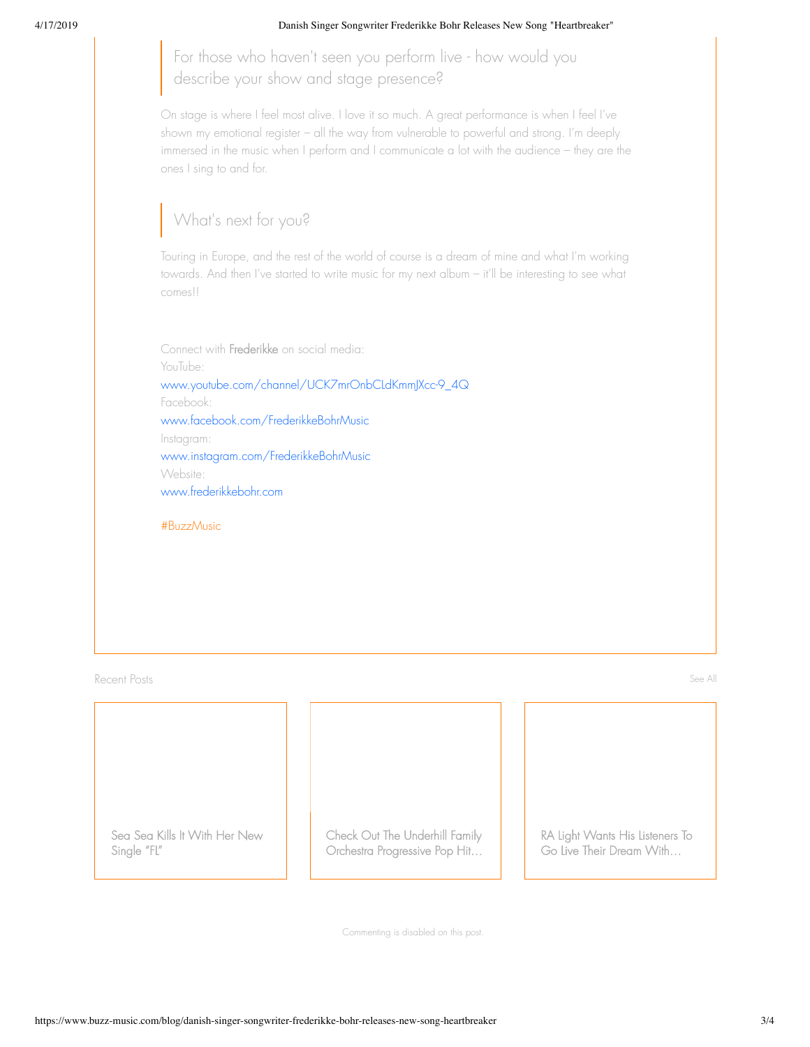> For those who haven't seen you perform live - how would you describe your show and stage presence?

On stage is where I feel most alive. I love it so much. A great performance is when I feel I've shown my emotional register – all the way from vulnerable to powerful and strong. I'm deeply immersed in the music when I perform and I communicate a lot with the audience – they are the ones I sing to and for.

> What's next for you?

Touring in Europe, and the rest of the world of course is a dream of mine and what I'm working towards. And then I've started to write music for my next album – it'll be interesting to see what comes!!

Connect with Frederikke on social media:
YouTube:
www.youtube.com/channel/UCK7mrOnbCLdKmmJXcc-9_4Q
Facebook:
www.facebook.com/FrederikkeBohrMusic
Instagram:
www.instagram.com/FrederikkeBohrMusic
Website:
www.frederikkebohr.com

#BuzzMusic

Recent Posts

See All

Sea Sea Kills It With Her New Single "FL"

Check Out The Underhill Family Orchestra Progressive Pop Hit...

RA Light Wants His Listeners To Go Live Their Dream With...

Commenting is disabled on this post.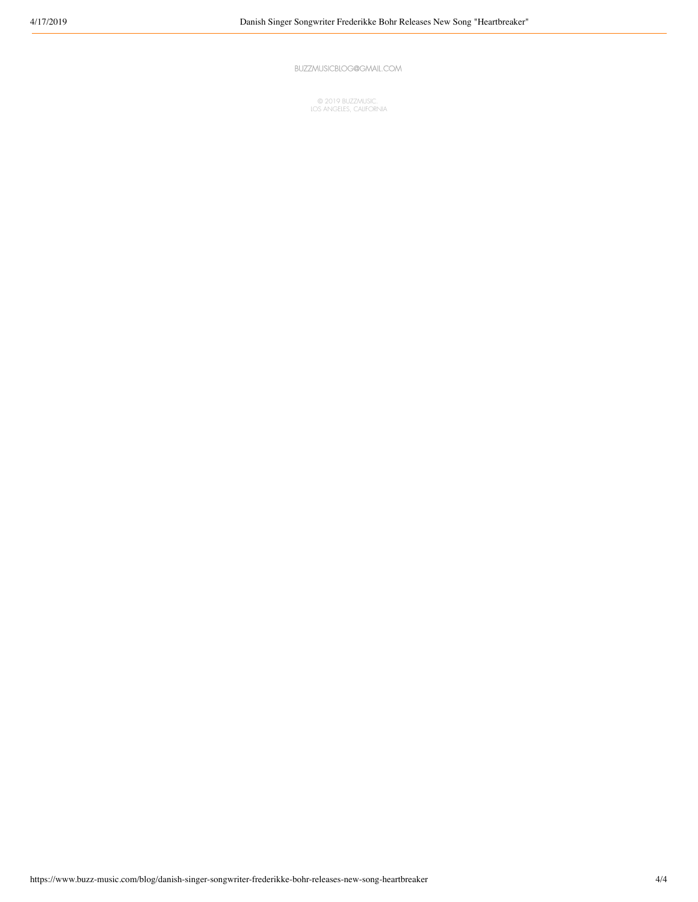BUZZMUSICBLOG@GMAIL.COM

© 2019 BUZZMUSIC
LOS ANGELES, CALIFORNIA